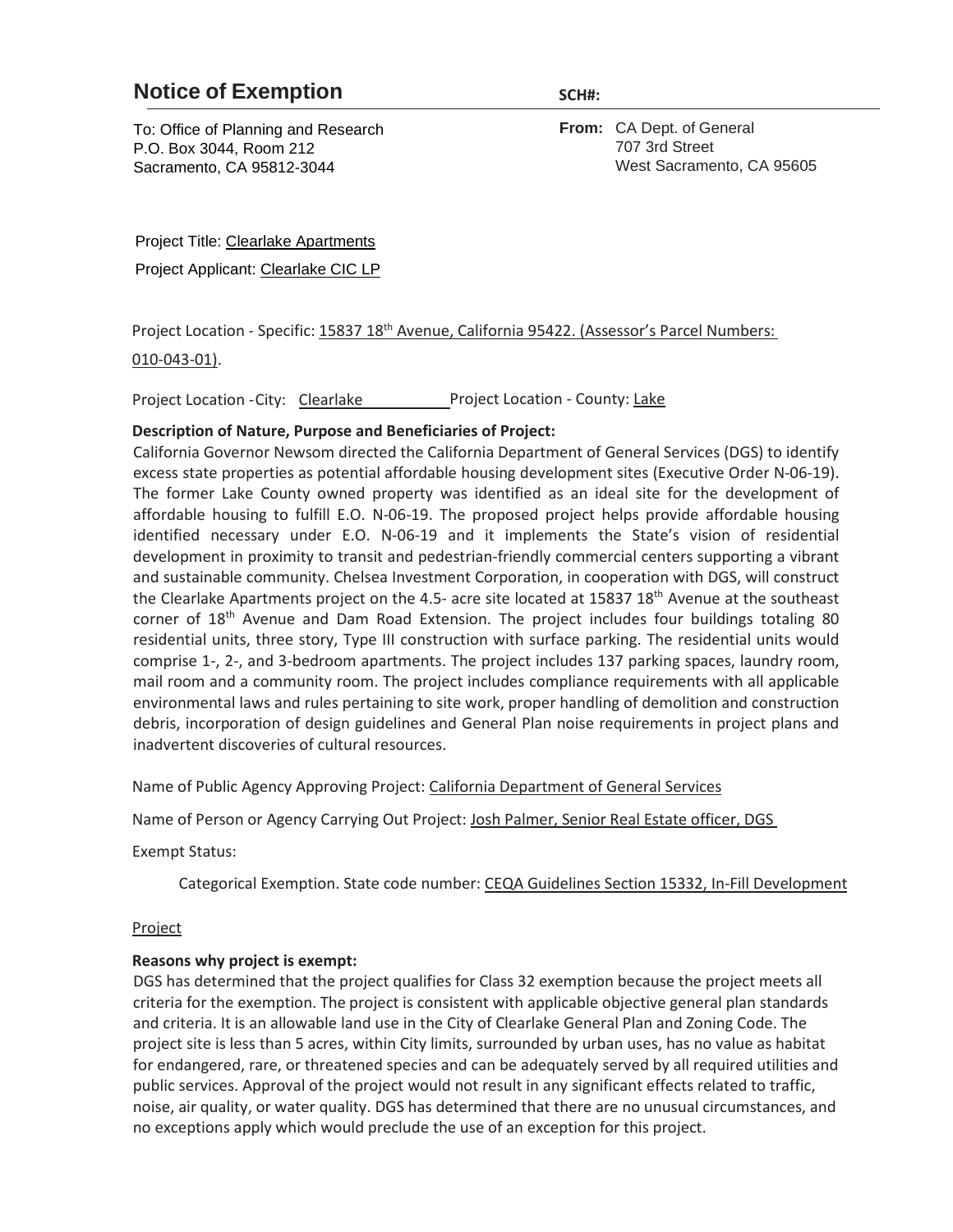# Notice of Exemption

**SCH#:**

To: Office of Planning and Research
P.O. Box 3044, Room 212
Sacramento, CA 95812-3044

**From:** CA Dept. of General
707 3rd Street
West Sacramento, CA 95605

Project Title: Clearlake Apartments

Project Applicant: Clearlake CIC LP

Project Location - Specific: 15837 18th Avenue, California 95422. (Assessor's Parcel Numbers: 010-043-01).

Project Location - City: Clearlake Project Location - County: Lake

**Description of Nature, Purpose and Beneficiaries of Project:**

California Governor Newsom directed the California Department of General Services (DGS) to identify excess state properties as potential affordable housing development sites (Executive Order N-06-19). The former Lake County owned property was identified as an ideal site for the development of affordable housing to fulfill E.O. N-06-19. The proposed project helps provide affordable housing identified necessary under E.O. N-06-19 and it implements the State's vision of residential development in proximity to transit and pedestrian-friendly commercial centers supporting a vibrant and sustainable community. Chelsea Investment Corporation, in cooperation with DGS, will construct the Clearlake Apartments project on the 4.5- acre site located at 15837 18th Avenue at the southeast corner of 18th Avenue and Dam Road Extension. The project includes four buildings totaling 80 residential units, three story, Type III construction with surface parking. The residential units would comprise 1-, 2-, and 3-bedroom apartments. The project includes 137 parking spaces, laundry room, mail room and a community room. The project includes compliance requirements with all applicable environmental laws and rules pertaining to site work, proper handling of demolition and construction debris, incorporation of design guidelines and General Plan noise requirements in project plans and inadvertent discoveries of cultural resources.

Name of Public Agency Approving Project: California Department of General Services

Name of Person or Agency Carrying Out Project: Josh Palmer, Senior Real Estate officer, DGS

Exempt Status:

Categorical Exemption. State code number: CEQA Guidelines Section 15332, In-Fill Development

Project

**Reasons why project is exempt:**

DGS has determined that the project qualifies for Class 32 exemption because the project meets all criteria for the exemption. The project is consistent with applicable objective general plan standards and criteria. It is an allowable land use in the City of Clearlake General Plan and Zoning Code. The project site is less than 5 acres, within City limits, surrounded by urban uses, has no value as habitat for endangered, rare, or threatened species and can be adequately served by all required utilities and public services. Approval of the project would not result in any significant effects related to traffic, noise, air quality, or water quality. DGS has determined that there are no unusual circumstances, and no exceptions apply which would preclude the use of an exception for this project.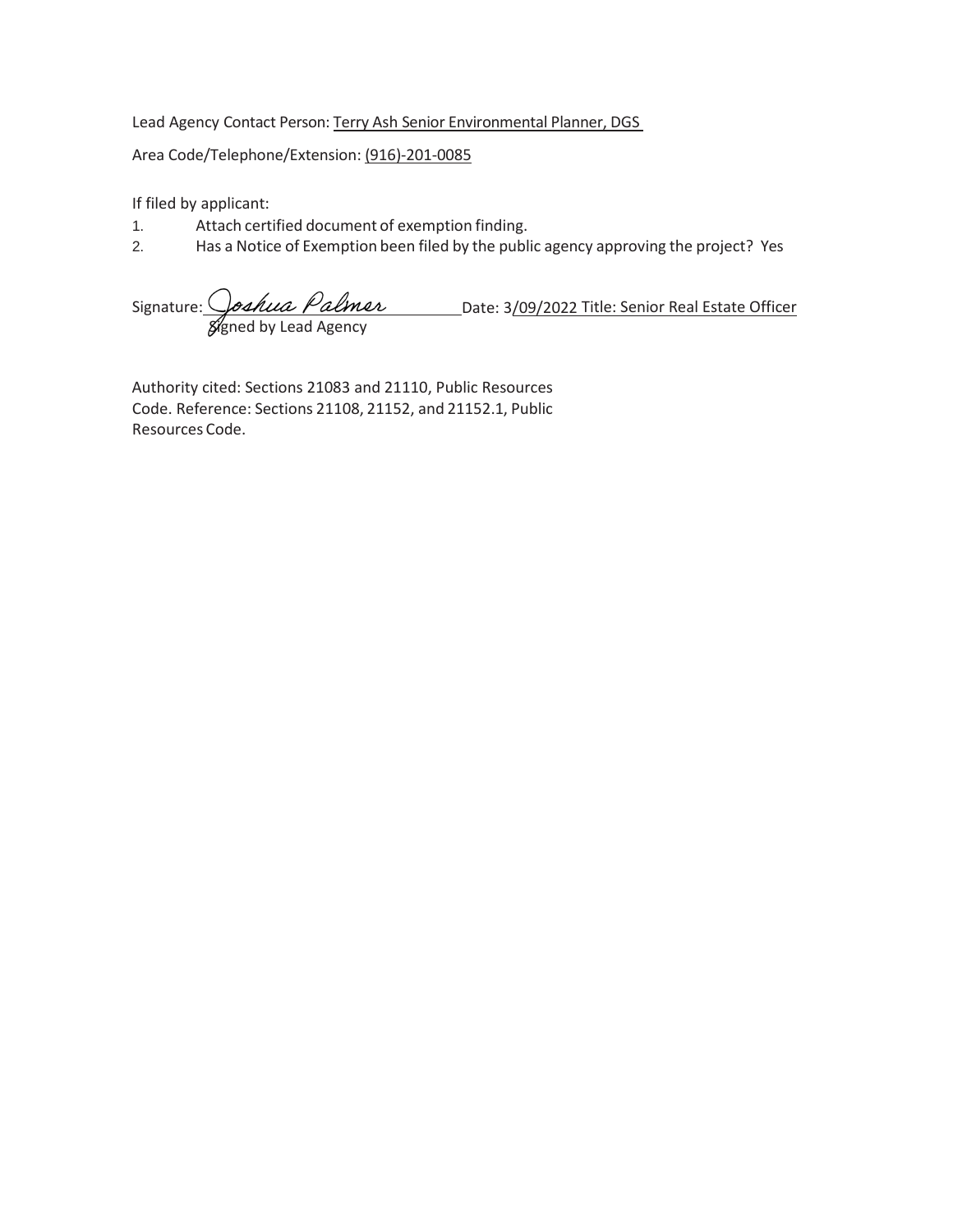Lead Agency Contact Person: Terry Ash Senior Environmental Planner, DGS

Area Code/Telephone/Extension: (916)-201-0085

If filed by applicant:

1. Attach certified document of exemption finding.
2. Has a Notice of Exemption been filed by the public agency approving the project? Yes

Signature: Joshua Palmer Date: 3/09/2022 Title: Senior Real Estate Officer

Signed by Lead Agency

Authority cited: Sections 21083 and 21110, Public Resources Code. Reference: Sections 21108, 21152, and 21152.1, Public Resources Code.